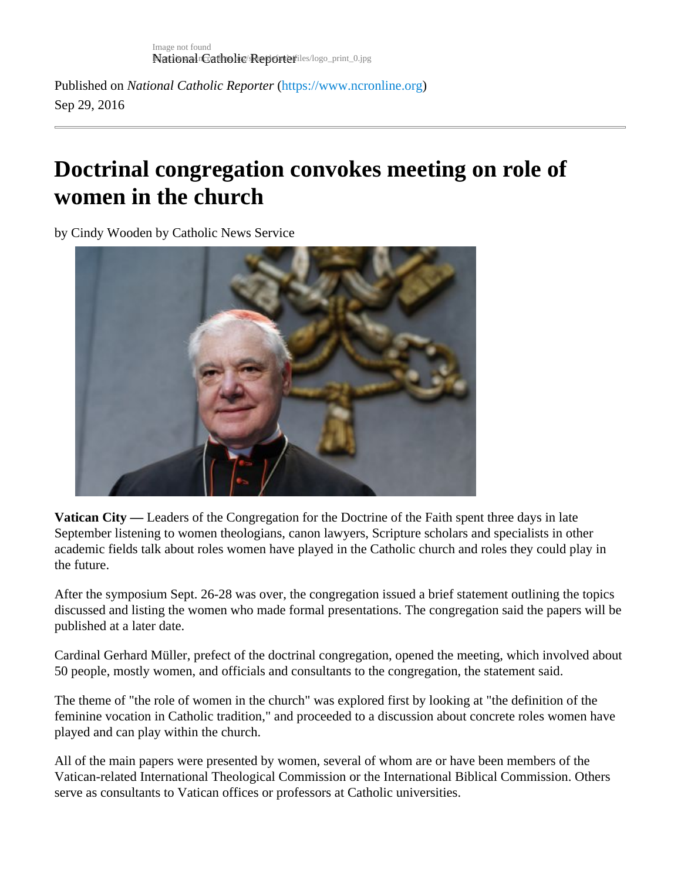Published on *National Catholic Reporter* (https://www.ncronline.org)
Sep 29, 2016

# Doctrinal congregation convokes meeting on role of women in the church

by Cindy Wooden by Catholic News Service

**Vatican City —** Leaders of the Congregation for the Doctrine of the Faith spent three days in late September listening to women theologians, canon lawyers, Scripture scholars and specialists in other academic fields talk about roles women have played in the Catholic church and roles they could play in the future.

After the symposium Sept. 26-28 was over, the congregation issued a brief statement outlining the topics discussed and listing the women who made formal presentations. The congregation said the papers will be published at a later date.

Cardinal Gerhard Müller, prefect of the doctrinal congregation, opened the meeting, which involved about 50 people, mostly women, and officials and consultants to the congregation, the statement said.

The theme of "the role of women in the church" was explored first by looking at "the definition of the feminine vocation in Catholic tradition," and proceeded to a discussion about concrete roles women have played and can play within the church.

All of the main papers were presented by women, several of whom are or have been members of the Vatican-related International Theological Commission or the International Biblical Commission. Others serve as consultants to Vatican offices or professors at Catholic universities.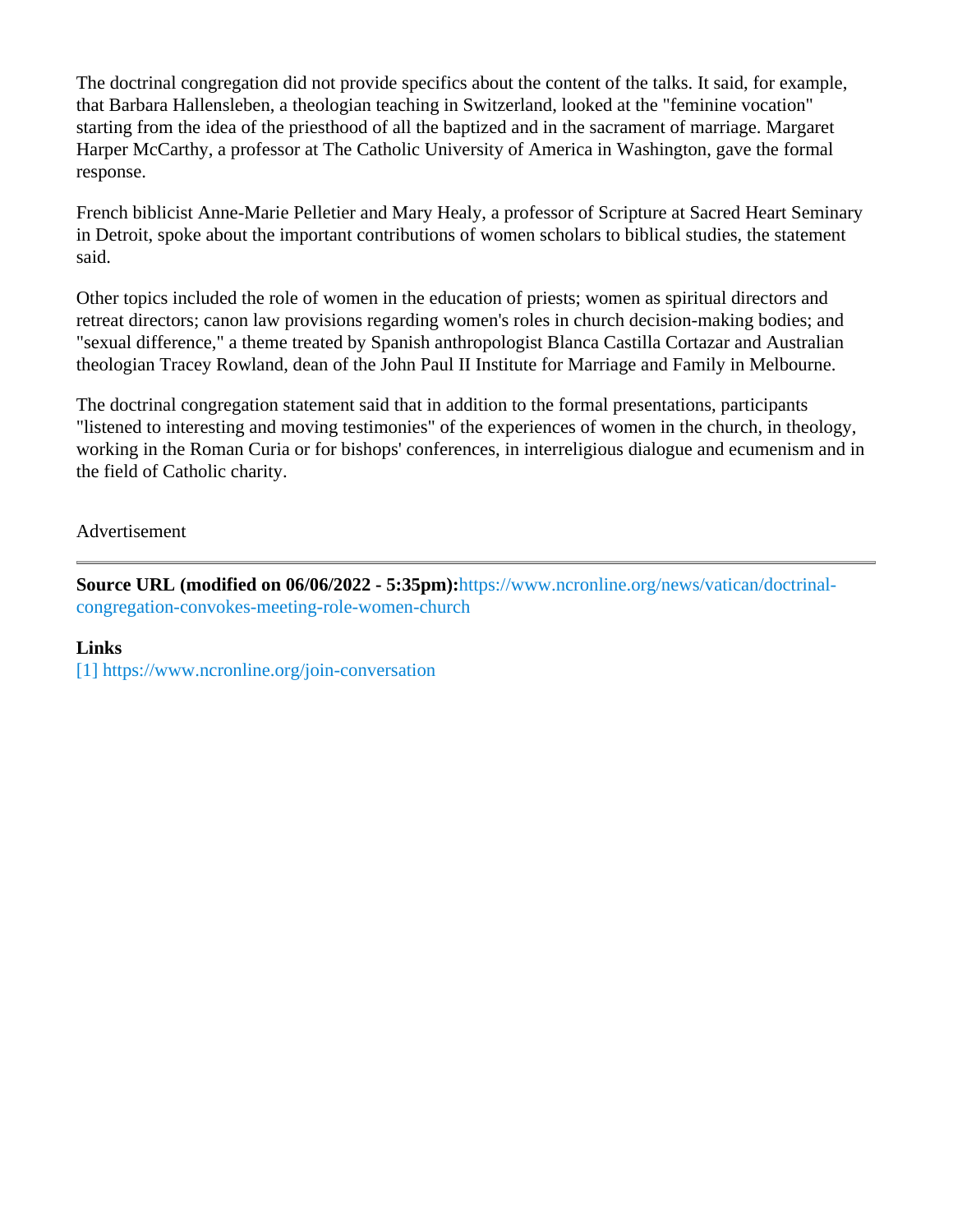The doctrinal congregation did not provide specifics about the content of the talks. It said, for example, that Barbara Hallensleben, a theologian teaching in Switzerland, looked at the "feminine vocation" starting from the idea of the priesthood of all the baptized and in the sacrament of marriage. Margaret Harper McCarthy, a professor at The Catholic University of America in Washington, gave the formal response.

French biblicist Anne-Marie Pelletier and Mary Healy, a professor of Scripture at Sacred Heart Seminary in Detroit, spoke about the important contributions of women scholars to biblical studies, the statement said.

Other topics included the role of women in the education of priests; women as spiritual directors and retreat directors; canon law provisions regarding women's roles in church decision-making bodies; and "sexual difference," a theme treated by Spanish anthropologist Blanca Castilla Cortazar and Australian theologian Tracey Rowland, dean of the John Paul II Institute for Marriage and Family in Melbourne.

The doctrinal congregation statement said that in addition to the formal presentations, participants "listened to interesting and moving testimonies" of the experiences of women in the church, in theology, working in the Roman Curia or for bishops' conferences, in interreligious dialogue and ecumenism and in the field of Catholic charity.

Advertisement

---

**Source URL (modified on 06/06/2022 - 5:35pm):**https://www.ncronline.org/news/vatican/doctrinal-congregation-convokes-meeting-role-women-church

**Links**
[1] https://www.ncronline.org/join-conversation